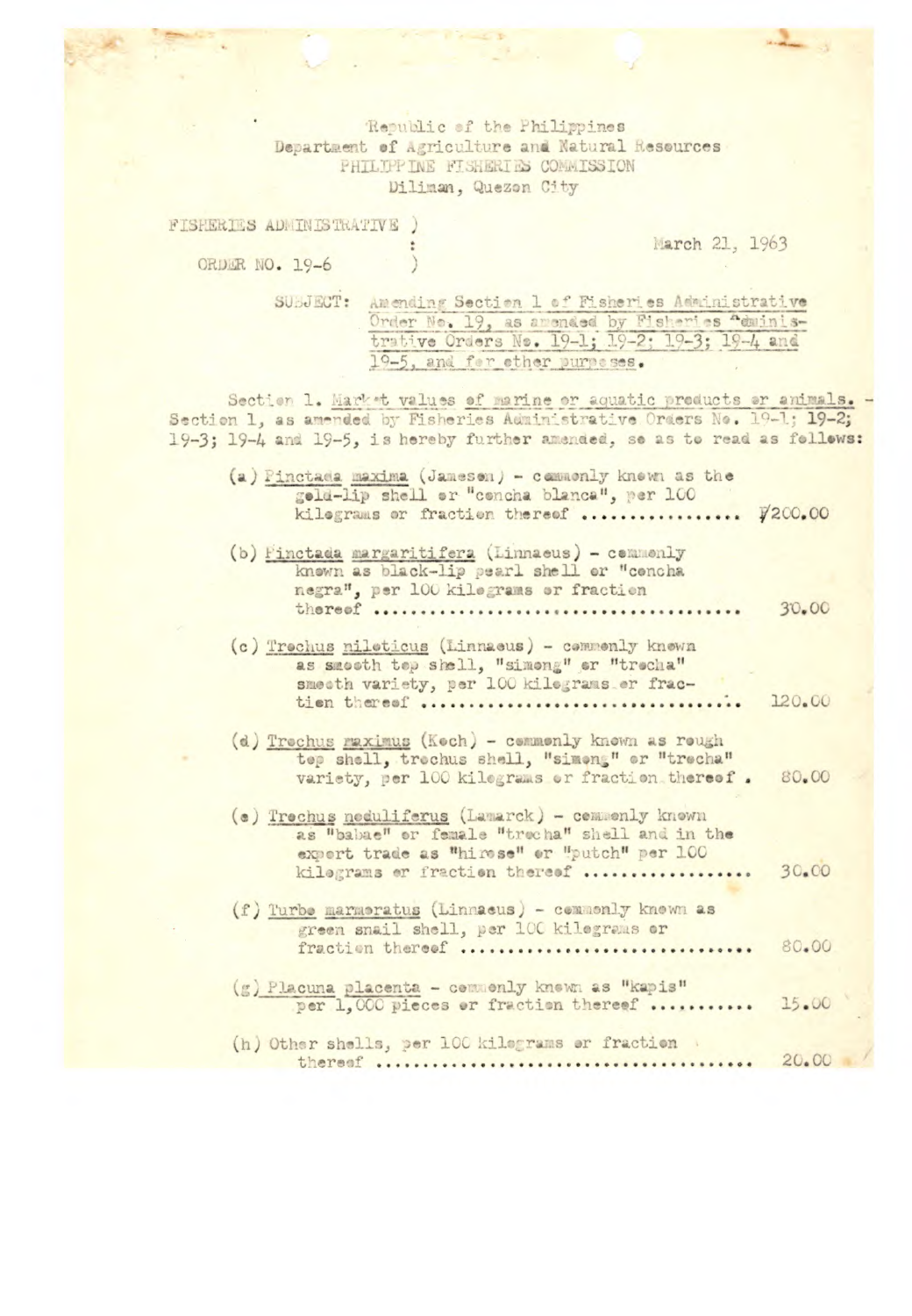Republic of the Philippines
Department of Agriculture and Natural Resources
PHILIPPINE FISHERIES COMMISSION
Diliman, Quezon City

FISHERIES ADMINISTRATIVE ORDER NO. 19-6

March 21, 1963

SUBJECT: Amending Section 1 of Fisheries Administrative Order No. 19, as amended by Fisheries Administrative Orders No. 19-1; 19-2; 19-3; 19-4 and 19-5, and for other purposes.

Section 1. Market values of marine or aquatic products or animals. - Section 1, as amended by Fisheries Administrative Orders No. 19-1; 19-2; 19-3; 19-4 and 19-5, is hereby further amended, so as to read as follows:

(a) Pinctada maxima (Jameson) - commonly known as the gold-lip shell or "concha blanca", per 100 kilograms or fraction thereof .................. ₱200.00

(b) Pinctada margaritifera (Linnaeus) - commonly known as black-lip pearl shell or "concha negra", per 100 kilograms or fraction thereof .................................... 30.00

(c) Trochus niloticus (Linnaeus) - commonly known as smooth top shell, "simong" or "trocha" smooth variety, per 100 kilograms or fraction thereof .................................. 120.00

(d) Trochus maximus (Koch) - commonly known as rough top shell, trochus shell, "simong" or "trocha" variety, per 100 kilograms or fraction thereof . 80.00

(e) Trochus noduliferus (Lamarck) - commonly known as "babae" or female "trocha" shell and in the export trade as "hirose" or "putch" per 100 kilograms or fraction thereof .................. 30.00

(f) Turbo marmoratus (Linnaeus) - commonly known as green snail shell, per 100 kilograms or fraction thereof .............................. 80.00

(g) Placuna placenta - commonly known as "kapis" per 1,000 pieces or fraction thereof ........... 15.00

(h) Other shells, per 100 kilograms or fraction thereof ........................................ 20.00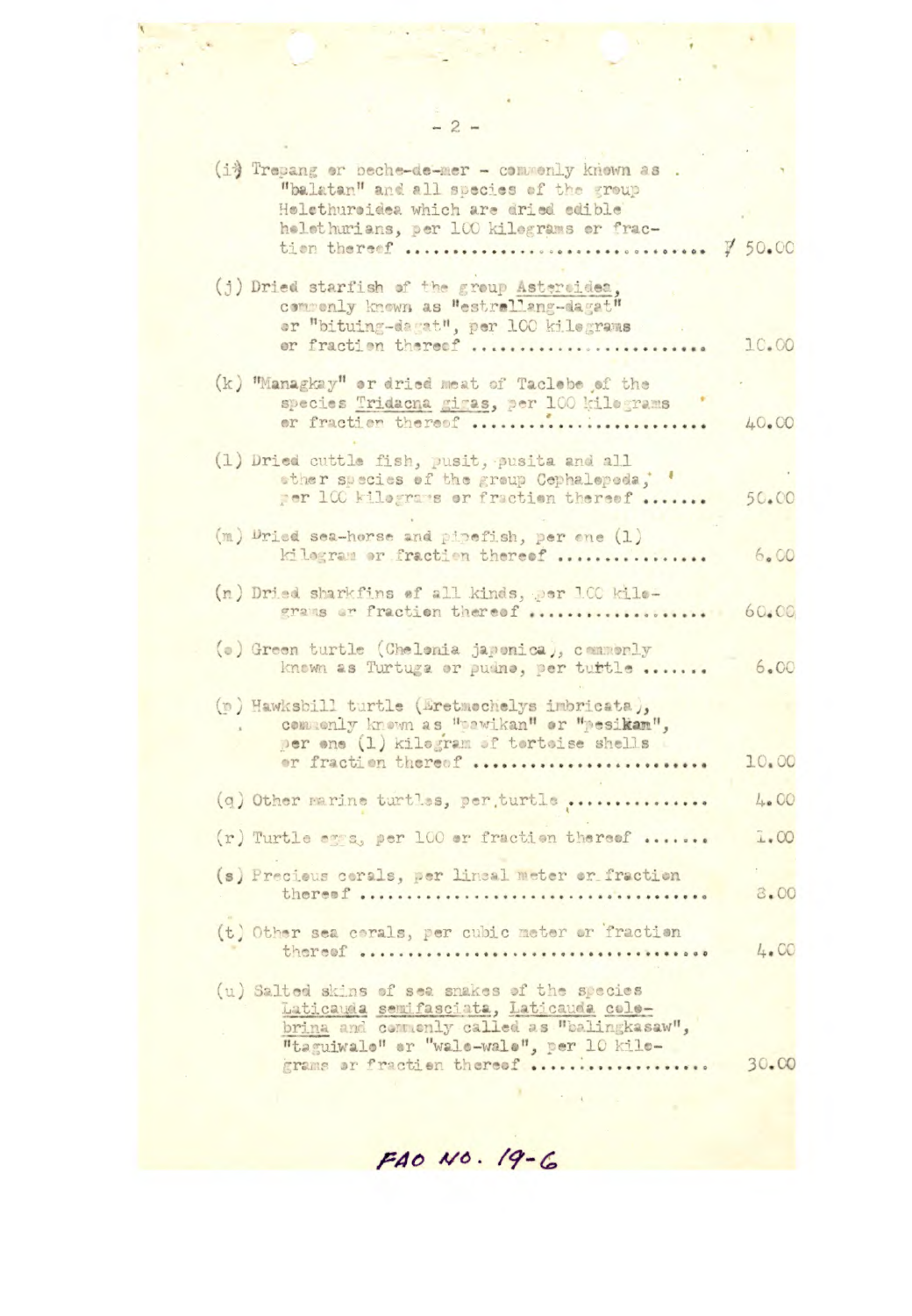(i) Trepang or beche-de-mer - commonly known as "balatan" and all species of the group Holothuroidea which are dried edible holothurians, per 100 kilograms or fraction thereof .............................. ₱ 50.00

(j) Dried starfish of the group Asteroidea, commonly known as "estrellang-dagat" or "bituing-dagat", per 100 kilograms or fraction thereof .............................. 10.00

(k) "Managkay" or dried meat of Taclobo of the species Tridacna gigas, per 100 kilograms or fraction thereof .............................. 40.00

(l) Dried cuttle fish, pusit, pusita and all other species of the group Cephalopoda, per 100 kilograms or fraction thereof ....... 50.00

(m) Dried sea-horse and pipefish, per one (1) kilogram or fraction thereof ................ 6.00

(n) Dried sharkfins of all kinds, per 100 kilograms or fraction thereof .................. 60.00

(o) Green turtle (Chelonia japonica), commonly known as Turtuga or pudno, per turtle ....... 6.00

(p) Hawksbill turtle (Eretmochelys imbricata), commonly known as "pawikan" or "pesikan", per one (1) kilogram of tortoise shells or fraction thereof .............................. 10.00

(q) Other marine turtles, per turtle ................ 4.00

(r) Turtle eggs, per 100 or fraction thereof ....... 1.00

(s) Precious corals, per lineal meter or fraction thereof .................................... 8.00

(t) Other sea corals, per cubic meter or fraction thereof .................................... 4.00

(u) Salted skins of sea snakes of the species Laticauda semifasciata, Laticauda colubrina and commonly called as "balingkasaw", "taguiwalo" or "walo-walo", per 10 kilograms or fraction thereof .................. 30.00

FAO NO. 19-6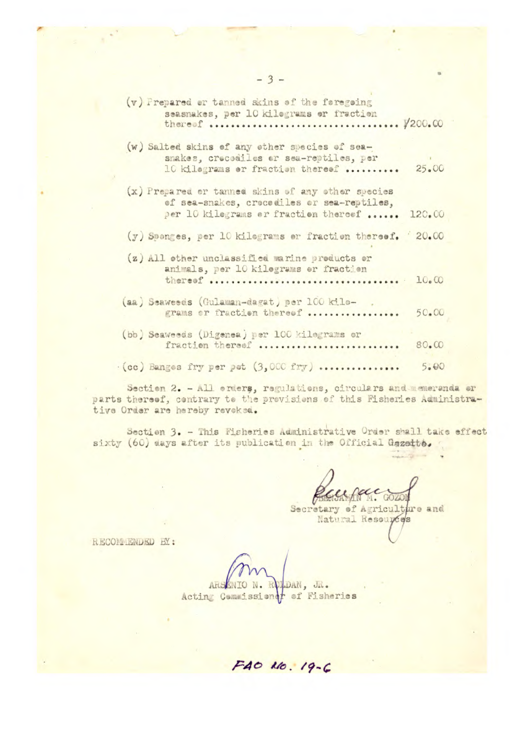(v) Prepared or tanned skins of the foregoing seasnakes, per 10 kilograms or fraction thereof ........................................ ₱200.00

(w) Salted skins of any other species of sea-snakes, crocodiles or sea-reptiles, per 10 kilograms or fraction thereof .......... 25.00

(x) Prepared or tanned skins of any other species of sea-snakes, crocodiles or sea-reptiles, per 10 kilograms or fraction thereof ...... 120.00

(y) Sponges, per 10 kilograms or fraction thereof. 20.00

(z) All other unclassified marine products or animals, per 10 kilograms or fraction thereof ........................................ 10.00

(aa) Seaweeds (Gulaman-dagat) per 100 kilograms or fraction thereof ................. 50.00

(bb) Seaweeds (Digenea) per 100 kilograms or fraction thereof ......................... 80.00

(cc) Bangos fry per pot (3,000 fry) ................ 5.00

Section 2. - All orders, regulations, circulars and memoranda or parts thereof, contrary to the provisions of this Fisheries Administrative Order are hereby revoked.

Section 3. - This Fisheries Administrative Order shall take effect sixty (60) days after its publication in the Official Gazette.

BENJAMIN M. GOZON
Secretary of Agriculture and Natural Resources

RECOMMENDED BY:

ARSENIO N. ROLDAN, JR.
Acting Commissioner of Fisheries

FAO No. 19-6